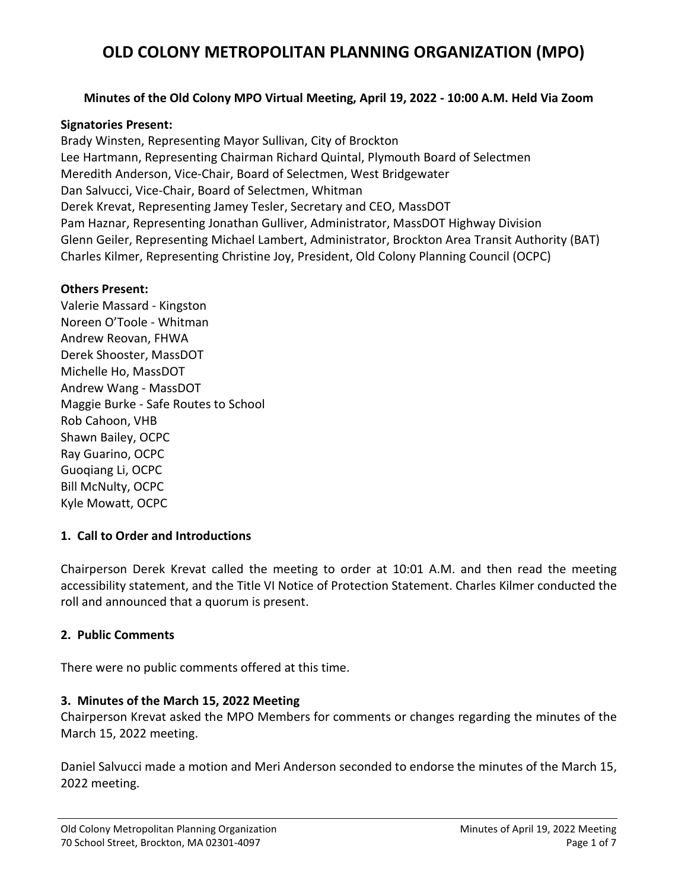# OLD COLONY METROPOLITAN PLANNING ORGANIZATION (MPO)

**Minutes of the Old Colony MPO Virtual Meeting, April 19, 2022 - 10:00 A.M. Held Via Zoom**

**Signatories Present:**
Brady Winsten, Representing Mayor Sullivan, City of Brockton
Lee Hartmann, Representing Chairman Richard Quintal, Plymouth Board of Selectmen
Meredith Anderson, Vice-Chair, Board of Selectmen, West Bridgewater
Dan Salvucci, Vice-Chair, Board of Selectmen, Whitman
Derek Krevat, Representing Jamey Tesler, Secretary and CEO, MassDOT
Pam Haznar, Representing Jonathan Gulliver, Administrator, MassDOT Highway Division
Glenn Geiler, Representing Michael Lambert, Administrator, Brockton Area Transit Authority (BAT)
Charles Kilmer, Representing Christine Joy, President, Old Colony Planning Council (OCPC)

**Others Present:**
Valerie Massard - Kingston
Noreen O'Toole - Whitman
Andrew Reovan, FHWA
Derek Shooster, MassDOT
Michelle Ho, MassDOT
Andrew Wang - MassDOT
Maggie Burke - Safe Routes to School
Rob Cahoon, VHB
Shawn Bailey, OCPC
Ray Guarino, OCPC
Guoqiang Li, OCPC
Bill McNulty, OCPC
Kyle Mowatt, OCPC

## 1. Call to Order and Introductions

Chairperson Derek Krevat called the meeting to order at 10:01 A.M. and then read the meeting accessibility statement, and the Title VI Notice of Protection Statement. Charles Kilmer conducted the roll and announced that a quorum is present.

## 2. Public Comments

There were no public comments offered at this time.

## 3. Minutes of the March 15, 2022 Meeting

Chairperson Krevat asked the MPO Members for comments or changes regarding the minutes of the March 15, 2022 meeting.

Daniel Salvucci made a motion and Meri Anderson seconded to endorse the minutes of the March 15, 2022 meeting.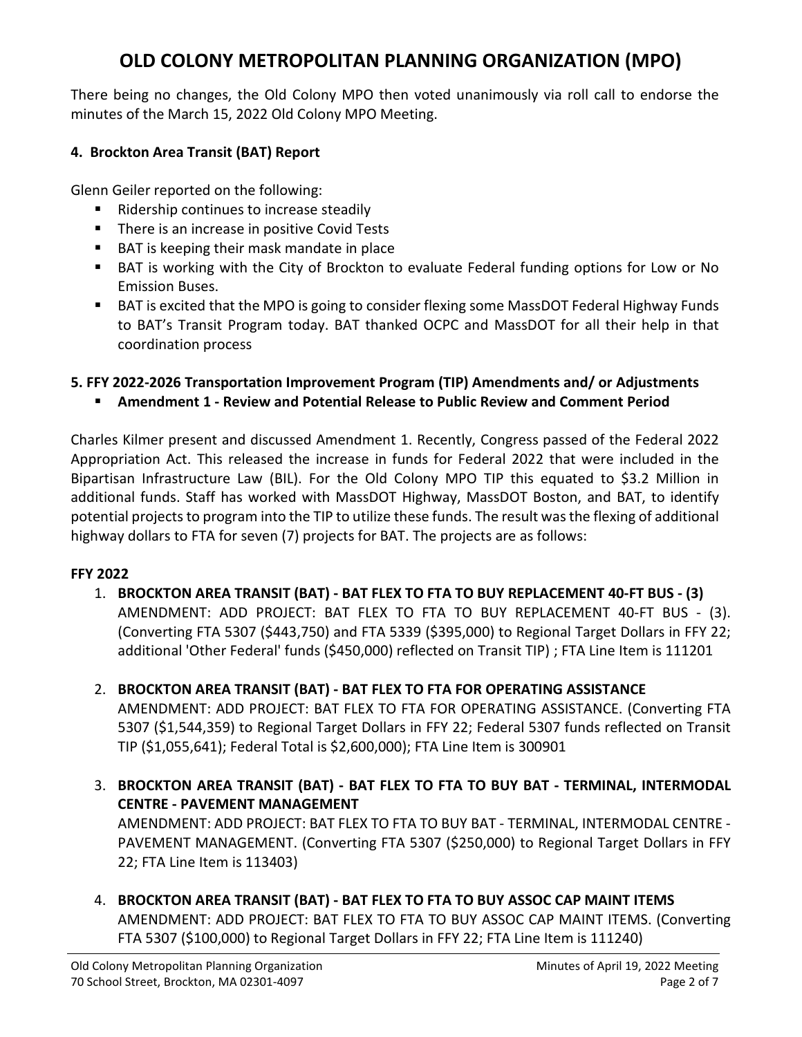# OLD COLONY METROPOLITAN PLANNING ORGANIZATION (MPO)

There being no changes, the Old Colony MPO then voted unanimously via roll call to endorse the minutes of the March 15, 2022 Old Colony MPO Meeting.

**4. Brockton Area Transit (BAT) Report**

Glenn Geiler reported on the following:

- Ridership continues to increase steadily
- There is an increase in positive Covid Tests
- BAT is keeping their mask mandate in place
- BAT is working with the City of Brockton to evaluate Federal funding options for Low or No Emission Buses.
- BAT is excited that the MPO is going to consider flexing some MassDOT Federal Highway Funds to BAT's Transit Program today. BAT thanked OCPC and MassDOT for all their help in that coordination process

**5. FFY 2022-2026 Transportation Improvement Program (TIP) Amendments and/ or Adjustments**

- **Amendment 1 - Review and Potential Release to Public Review and Comment Period**

Charles Kilmer present and discussed Amendment 1. Recently, Congress passed of the Federal 2022 Appropriation Act. This released the increase in funds for Federal 2022 that were included in the Bipartisan Infrastructure Law (BIL). For the Old Colony MPO TIP this equated to $3.2 Million in additional funds. Staff has worked with MassDOT Highway, MassDOT Boston, and BAT, to identify potential projects to program into the TIP to utilize these funds. The result was the flexing of additional highway dollars to FTA for seven (7) projects for BAT. The projects are as follows:

**FFY 2022**

1. **BROCKTON AREA TRANSIT (BAT) - BAT FLEX TO FTA TO BUY REPLACEMENT 40-FT BUS - (3)**
   AMENDMENT: ADD PROJECT: BAT FLEX TO FTA TO BUY REPLACEMENT 40-FT BUS - (3). (Converting FTA 5307 ($443,750) and FTA 5339 ($395,000) to Regional Target Dollars in FFY 22; additional 'Other Federal' funds ($450,000) reflected on Transit TIP) ; FTA Line Item is 111201

2. **BROCKTON AREA TRANSIT (BAT) - BAT FLEX TO FTA FOR OPERATING ASSISTANCE**
   AMENDMENT: ADD PROJECT: BAT FLEX TO FTA FOR OPERATING ASSISTANCE. (Converting FTA 5307 ($1,544,359) to Regional Target Dollars in FFY 22; Federal 5307 funds reflected on Transit TIP ($1,055,641); Federal Total is $2,600,000); FTA Line Item is 300901

3. **BROCKTON AREA TRANSIT (BAT) - BAT FLEX TO FTA TO BUY BAT - TERMINAL, INTERMODAL CENTRE - PAVEMENT MANAGEMENT**
   AMENDMENT: ADD PROJECT: BAT FLEX TO FTA TO BUY BAT - TERMINAL, INTERMODAL CENTRE - PAVEMENT MANAGEMENT. (Converting FTA 5307 ($250,000) to Regional Target Dollars in FFY 22; FTA Line Item is 113403)

4. **BROCKTON AREA TRANSIT (BAT) - BAT FLEX TO FTA TO BUY ASSOC CAP MAINT ITEMS**
   AMENDMENT: ADD PROJECT: BAT FLEX TO FTA TO BUY ASSOC CAP MAINT ITEMS. (Converting FTA 5307 ($100,000) to Regional Target Dollars in FFY 22; FTA Line Item is 111240)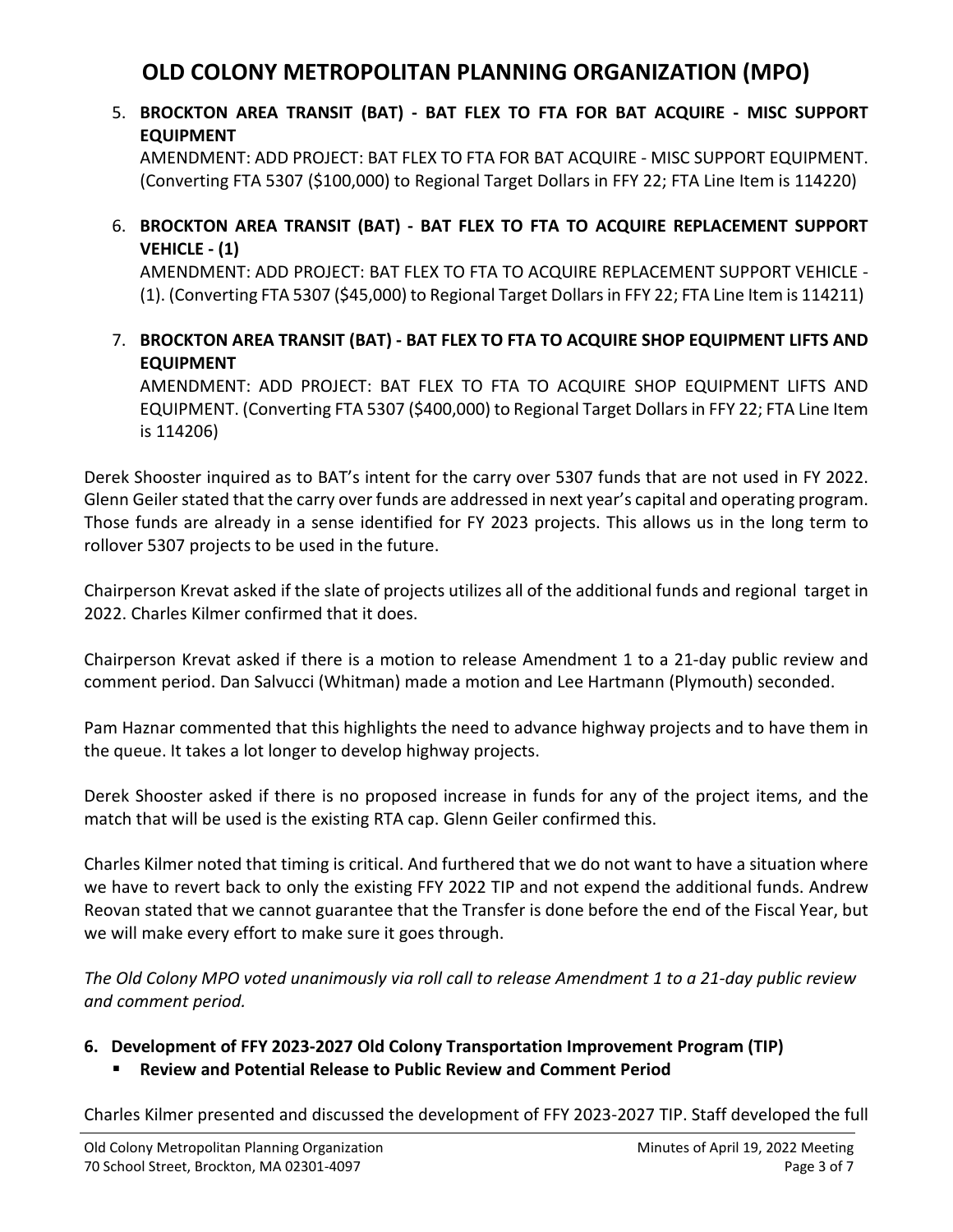5. **BROCKTON AREA TRANSIT (BAT) - BAT FLEX TO FTA FOR BAT ACQUIRE - MISC SUPPORT EQUIPMENT**
   AMENDMENT: ADD PROJECT: BAT FLEX TO FTA FOR BAT ACQUIRE - MISC SUPPORT EQUIPMENT. (Converting FTA 5307 ($100,000) to Regional Target Dollars in FFY 22; FTA Line Item is 114220)

6. **BROCKTON AREA TRANSIT (BAT) - BAT FLEX TO FTA TO ACQUIRE REPLACEMENT SUPPORT VEHICLE - (1)**
   AMENDMENT: ADD PROJECT: BAT FLEX TO FTA TO ACQUIRE REPLACEMENT SUPPORT VEHICLE - (1). (Converting FTA 5307 ($45,000) to Regional Target Dollars in FFY 22; FTA Line Item is 114211)

7. **BROCKTON AREA TRANSIT (BAT) - BAT FLEX TO FTA TO ACQUIRE SHOP EQUIPMENT LIFTS AND EQUIPMENT**
   AMENDMENT: ADD PROJECT: BAT FLEX TO FTA TO ACQUIRE SHOP EQUIPMENT LIFTS AND EQUIPMENT. (Converting FTA 5307 ($400,000) to Regional Target Dollars in FFY 22; FTA Line Item is 114206)

Derek Shooster inquired as to BAT's intent for the carry over 5307 funds that are not used in FY 2022. Glenn Geiler stated that the carry over funds are addressed in next year's capital and operating program. Those funds are already in a sense identified for FY 2023 projects. This allows us in the long term to rollover 5307 projects to be used in the future.

Chairperson Krevat asked if the slate of projects utilizes all of the additional funds and regional target in 2022. Charles Kilmer confirmed that it does.

Chairperson Krevat asked if there is a motion to release Amendment 1 to a 21-day public review and comment period. Dan Salvucci (Whitman) made a motion and Lee Hartmann (Plymouth) seconded.

Pam Haznar commented that this highlights the need to advance highway projects and to have them in the queue. It takes a lot longer to develop highway projects.

Derek Shooster asked if there is no proposed increase in funds for any of the project items, and the match that will be used is the existing RTA cap. Glenn Geiler confirmed this.

Charles Kilmer noted that timing is critical. And furthered that we do not want to have a situation where we have to revert back to only the existing FFY 2022 TIP and not expend the additional funds. Andrew Reovan stated that we cannot guarantee that the Transfer is done before the end of the Fiscal Year, but we will make every effort to make sure it goes through.

*The Old Colony MPO voted unanimously via roll call to release Amendment 1 to a 21-day public review and comment period.*

**6. Development of FFY 2023-2027 Old Colony Transportation Improvement Program (TIP)**

- **Review and Potential Release to Public Review and Comment Period**

Charles Kilmer presented and discussed the development of FFY 2023-2027 TIP. Staff developed the full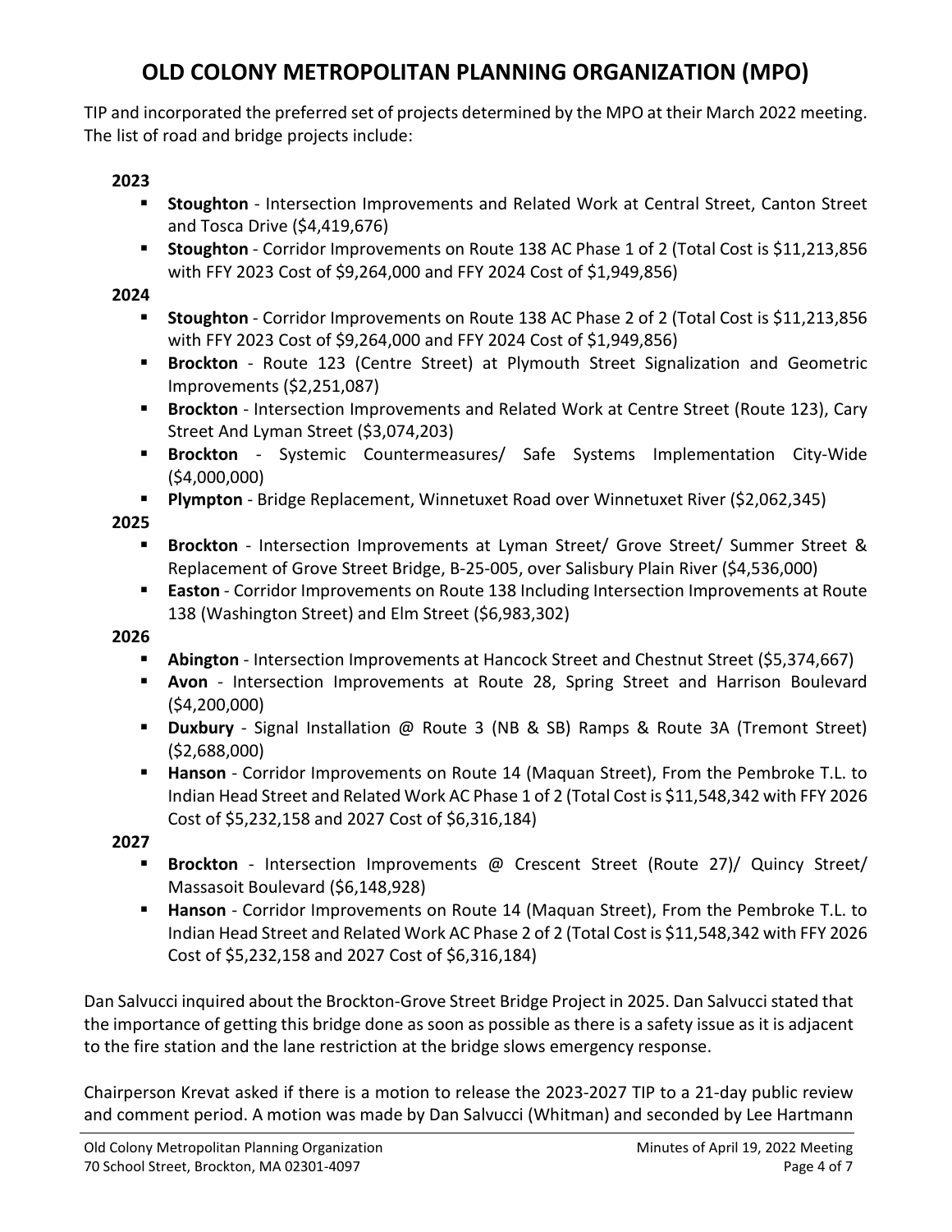# OLD COLONY METROPOLITAN PLANNING ORGANIZATION (MPO)

TIP and incorporated the preferred set of projects determined by the MPO at their March 2022 meeting. The list of road and bridge projects include:

**2023**

- **Stoughton** - Intersection Improvements and Related Work at Central Street, Canton Street and Tosca Drive ($4,419,676)
- **Stoughton** - Corridor Improvements on Route 138 AC Phase 1 of 2 (Total Cost is $11,213,856 with FFY 2023 Cost of $9,264,000 and FFY 2024 Cost of $1,949,856)

**2024**

- **Stoughton** - Corridor Improvements on Route 138 AC Phase 2 of 2 (Total Cost is $11,213,856 with FFY 2023 Cost of $9,264,000 and FFY 2024 Cost of $1,949,856)
- **Brockton** - Route 123 (Centre Street) at Plymouth Street Signalization and Geometric Improvements ($2,251,087)
- **Brockton** - Intersection Improvements and Related Work at Centre Street (Route 123), Cary Street And Lyman Street ($3,074,203)
- **Brockton** - Systemic Countermeasures/ Safe Systems Implementation City-Wide ($4,000,000)
- **Plympton** - Bridge Replacement, Winnetuxet Road over Winnetuxet River ($2,062,345)

**2025**

- **Brockton** - Intersection Improvements at Lyman Street/ Grove Street/ Summer Street & Replacement of Grove Street Bridge, B-25-005, over Salisbury Plain River ($4,536,000)
- **Easton** - Corridor Improvements on Route 138 Including Intersection Improvements at Route 138 (Washington Street) and Elm Street ($6,983,302)

**2026**

- **Abington** - Intersection Improvements at Hancock Street and Chestnut Street ($5,374,667)
- **Avon** - Intersection Improvements at Route 28, Spring Street and Harrison Boulevard ($4,200,000)
- **Duxbury** - Signal Installation @ Route 3 (NB & SB) Ramps & Route 3A (Tremont Street) ($2,688,000)
- **Hanson** - Corridor Improvements on Route 14 (Maquan Street), From the Pembroke T.L. to Indian Head Street and Related Work AC Phase 1 of 2 (Total Cost is $11,548,342 with FFY 2026 Cost of $5,232,158 and 2027 Cost of $6,316,184)

**2027**

- **Brockton** - Intersection Improvements @ Crescent Street (Route 27)/ Quincy Street/ Massasoit Boulevard ($6,148,928)
- **Hanson** - Corridor Improvements on Route 14 (Maquan Street), From the Pembroke T.L. to Indian Head Street and Related Work AC Phase 2 of 2 (Total Cost is $11,548,342 with FFY 2026 Cost of $5,232,158 and 2027 Cost of $6,316,184)

Dan Salvucci inquired about the Brockton-Grove Street Bridge Project in 2025. Dan Salvucci stated that the importance of getting this bridge done as soon as possible as there is a safety issue as it is adjacent to the fire station and the lane restriction at the bridge slows emergency response.

Chairperson Krevat asked if there is a motion to release the 2023-2027 TIP to a 21-day public review and comment period. A motion was made by Dan Salvucci (Whitman) and seconded by Lee Hartmann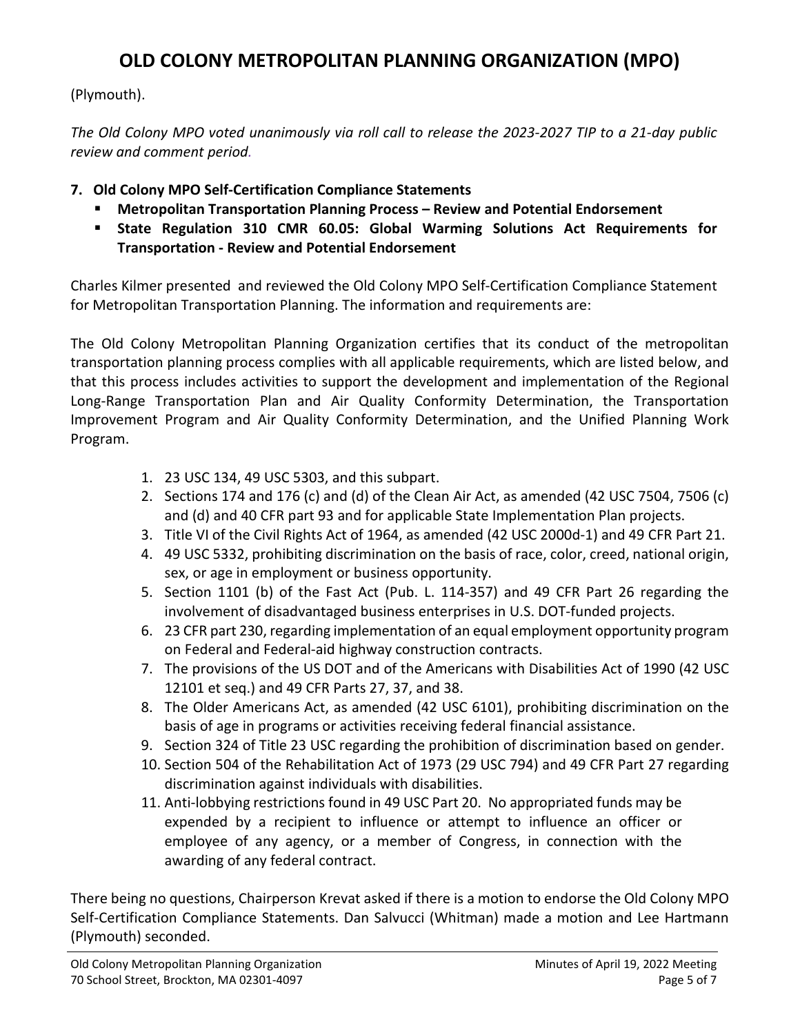(Plymouth).

*The Old Colony MPO voted unanimously via roll call to release the 2023-2027 TIP to a 21-day public review and comment period.*

**7. Old Colony MPO Self-Certification Compliance Statements**

- **Metropolitan Transportation Planning Process – Review and Potential Endorsement**
- **State Regulation 310 CMR 60.05: Global Warming Solutions Act Requirements for Transportation - Review and Potential Endorsement**

Charles Kilmer presented and reviewed the Old Colony MPO Self-Certification Compliance Statement for Metropolitan Transportation Planning. The information and requirements are:

The Old Colony Metropolitan Planning Organization certifies that its conduct of the metropolitan transportation planning process complies with all applicable requirements, which are listed below, and that this process includes activities to support the development and implementation of the Regional Long-Range Transportation Plan and Air Quality Conformity Determination, the Transportation Improvement Program and Air Quality Conformity Determination, and the Unified Planning Work Program.

1. 23 USC 134, 49 USC 5303, and this subpart.
2. Sections 174 and 176 (c) and (d) of the Clean Air Act, as amended (42 USC 7504, 7506 (c) and (d) and 40 CFR part 93 and for applicable State Implementation Plan projects.
3. Title VI of the Civil Rights Act of 1964, as amended (42 USC 2000d-1) and 49 CFR Part 21.
4. 49 USC 5332, prohibiting discrimination on the basis of race, color, creed, national origin, sex, or age in employment or business opportunity.
5. Section 1101 (b) of the Fast Act (Pub. L. 114-357) and 49 CFR Part 26 regarding the involvement of disadvantaged business enterprises in U.S. DOT-funded projects.
6. 23 CFR part 230, regarding implementation of an equal employment opportunity program on Federal and Federal-aid highway construction contracts.
7. The provisions of the US DOT and of the Americans with Disabilities Act of 1990 (42 USC 12101 et seq.) and 49 CFR Parts 27, 37, and 38.
8. The Older Americans Act, as amended (42 USC 6101), prohibiting discrimination on the basis of age in programs or activities receiving federal financial assistance.
9. Section 324 of Title 23 USC regarding the prohibition of discrimination based on gender.
10. Section 504 of the Rehabilitation Act of 1973 (29 USC 794) and 49 CFR Part 27 regarding discrimination against individuals with disabilities.
11. Anti-lobbying restrictions found in 49 USC Part 20. No appropriated funds may be expended by a recipient to influence or attempt to influence an officer or employee of any agency, or a member of Congress, in connection with the awarding of any federal contract.

There being no questions, Chairperson Krevat asked if there is a motion to endorse the Old Colony MPO Self-Certification Compliance Statements. Dan Salvucci (Whitman) made a motion and Lee Hartmann (Plymouth) seconded.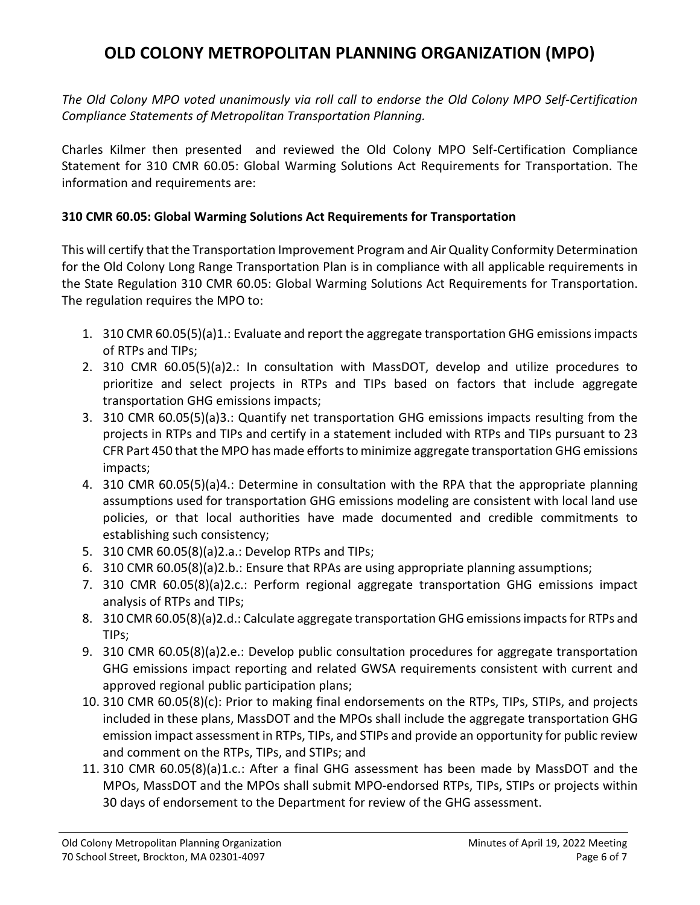# OLD COLONY METROPOLITAN PLANNING ORGANIZATION (MPO)

*The Old Colony MPO voted unanimously via roll call to endorse the Old Colony MPO Self-Certification Compliance Statements of Metropolitan Transportation Planning.*

Charles Kilmer then presented and reviewed the Old Colony MPO Self-Certification Compliance Statement for 310 CMR 60.05: Global Warming Solutions Act Requirements for Transportation. The information and requirements are:

**310 CMR 60.05: Global Warming Solutions Act Requirements for Transportation**

This will certify that the Transportation Improvement Program and Air Quality Conformity Determination for the Old Colony Long Range Transportation Plan is in compliance with all applicable requirements in the State Regulation 310 CMR 60.05: Global Warming Solutions Act Requirements for Transportation. The regulation requires the MPO to:

1. 310 CMR 60.05(5)(a)1.: Evaluate and report the aggregate transportation GHG emissions impacts of RTPs and TIPs;
2. 310 CMR 60.05(5)(a)2.: In consultation with MassDOT, develop and utilize procedures to prioritize and select projects in RTPs and TIPs based on factors that include aggregate transportation GHG emissions impacts;
3. 310 CMR 60.05(5)(a)3.: Quantify net transportation GHG emissions impacts resulting from the projects in RTPs and TIPs and certify in a statement included with RTPs and TIPs pursuant to 23 CFR Part 450 that the MPO has made efforts to minimize aggregate transportation GHG emissions impacts;
4. 310 CMR 60.05(5)(a)4.: Determine in consultation with the RPA that the appropriate planning assumptions used for transportation GHG emissions modeling are consistent with local land use policies, or that local authorities have made documented and credible commitments to establishing such consistency;
5. 310 CMR 60.05(8)(a)2.a.: Develop RTPs and TIPs;
6. 310 CMR 60.05(8)(a)2.b.: Ensure that RPAs are using appropriate planning assumptions;
7. 310 CMR 60.05(8)(a)2.c.: Perform regional aggregate transportation GHG emissions impact analysis of RTPs and TIPs;
8. 310 CMR 60.05(8)(a)2.d.: Calculate aggregate transportation GHG emissions impacts for RTPs and TIPs;
9. 310 CMR 60.05(8)(a)2.e.: Develop public consultation procedures for aggregate transportation GHG emissions impact reporting and related GWSA requirements consistent with current and approved regional public participation plans;
10. 310 CMR 60.05(8)(c): Prior to making final endorsements on the RTPs, TIPs, STIPs, and projects included in these plans, MassDOT and the MPOs shall include the aggregate transportation GHG emission impact assessment in RTPs, TIPs, and STIPs and provide an opportunity for public review and comment on the RTPs, TIPs, and STIPs; and
11. 310 CMR 60.05(8)(a)1.c.: After a final GHG assessment has been made by MassDOT and the MPOs, MassDOT and the MPOs shall submit MPO-endorsed RTPs, TIPs, STIPs or projects within 30 days of endorsement to the Department for review of the GHG assessment.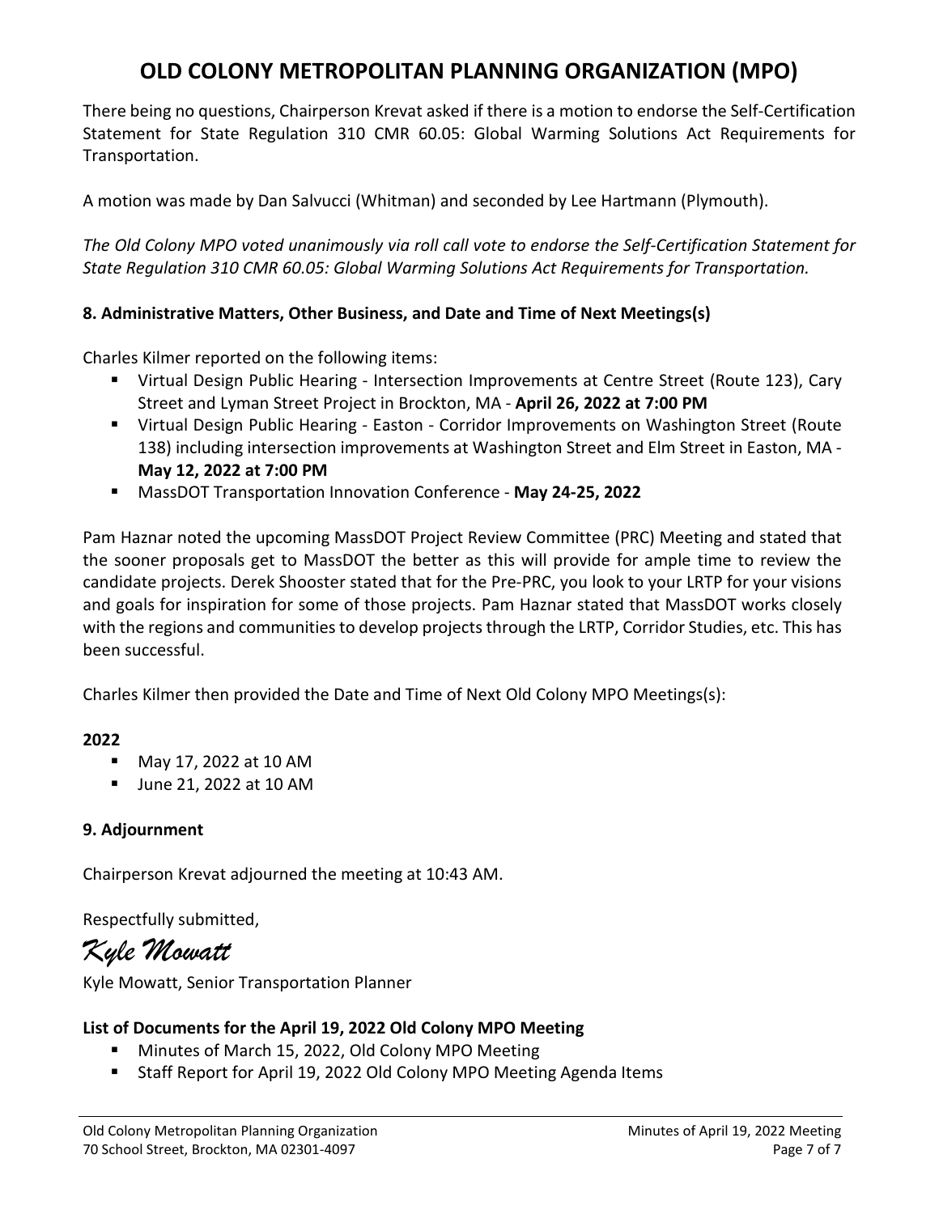There being no questions, Chairperson Krevat asked if there is a motion to endorse the Self-Certification Statement for State Regulation 310 CMR 60.05: Global Warming Solutions Act Requirements for Transportation.

A motion was made by Dan Salvucci (Whitman) and seconded by Lee Hartmann (Plymouth).

*The Old Colony MPO voted unanimously via roll call vote to endorse the Self-Certification Statement for State Regulation 310 CMR 60.05: Global Warming Solutions Act Requirements for Transportation.*

**8. Administrative Matters, Other Business, and Date and Time of Next Meetings(s)**

Charles Kilmer reported on the following items:

- Virtual Design Public Hearing - Intersection Improvements at Centre Street (Route 123), Cary Street and Lyman Street Project in Brockton, MA - **April 26, 2022 at 7:00 PM**
- Virtual Design Public Hearing - Easton - Corridor Improvements on Washington Street (Route 138) including intersection improvements at Washington Street and Elm Street in Easton, MA - **May 12, 2022 at 7:00 PM**
- MassDOT Transportation Innovation Conference - **May 24-25, 2022**

Pam Haznar noted the upcoming MassDOT Project Review Committee (PRC) Meeting and stated that the sooner proposals get to MassDOT the better as this will provide for ample time to review the candidate projects. Derek Shooster stated that for the Pre-PRC, you look to your LRTP for your visions and goals for inspiration for some of those projects. Pam Haznar stated that MassDOT works closely with the regions and communities to develop projects through the LRTP, Corridor Studies, etc. This has been successful.

Charles Kilmer then provided the Date and Time of Next Old Colony MPO Meetings(s):

**2022**

- May 17, 2022 at 10 AM
- June 21, 2022 at 10 AM

**9. Adjournment**

Chairperson Krevat adjourned the meeting at 10:43 AM.

Respectfully submitted,

*Kyle Mowatt*

Kyle Mowatt, Senior Transportation Planner

**List of Documents for the April 19, 2022 Old Colony MPO Meeting**

- Minutes of March 15, 2022, Old Colony MPO Meeting
- Staff Report for April 19, 2022 Old Colony MPO Meeting Agenda Items